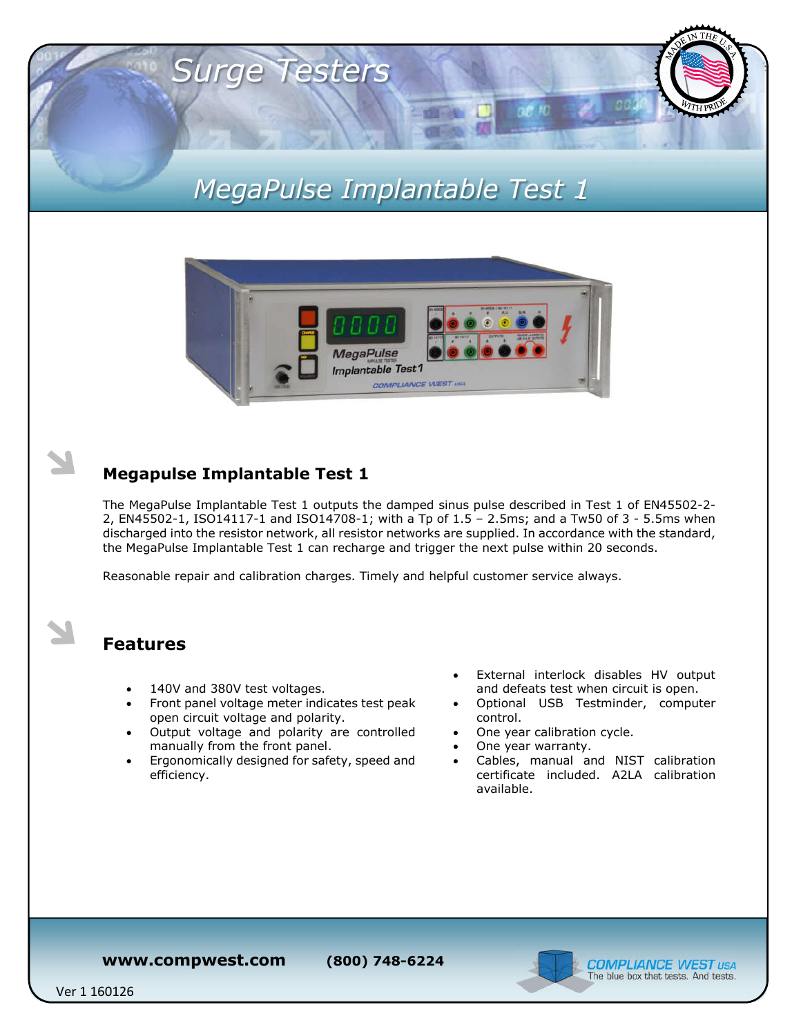# Surge Testers

## MegaPulse Implantable Test 1

### Megapulse Implantable Test 1

The MegaPulse Implantable Test 1 outputs the damped sinus pulse described in Test 1 of EN45502-2-2, EN45502-1, ISO14117-1 and ISO14708-1; with a Tp of 1.5 – 2.5ms; and a Tw50 of 3 - 5.5ms when discharged into the resistor network, all resistor networks are supplied. In accordance with the standard, the MegaPulse Implantable Test 1 can recharge and trigger the next pulse within 20 seconds.

Reasonable repair and calibration charges. Timely and helpful customer service always.

### Features

- 140V and 380V test voltages.
- Front panel voltage meter indicates test peak open circuit voltage and polarity.
- Output voltage and polarity are controlled manually from the front panel.
- Ergonomically designed for safety, speed and efficiency.
- External interlock disables HV output and defeats test when circuit is open.
- Optional USB Testminder, computer control.
- One year calibration cycle.
- One year warranty.
- Cables, manual and NIST calibration certificate included. A2LA calibration available.

**www.compwest.com** **(800) 748-6224**

COMPLIANCE WEST USA — The blue box that tests. And tests.

Ver 1 160126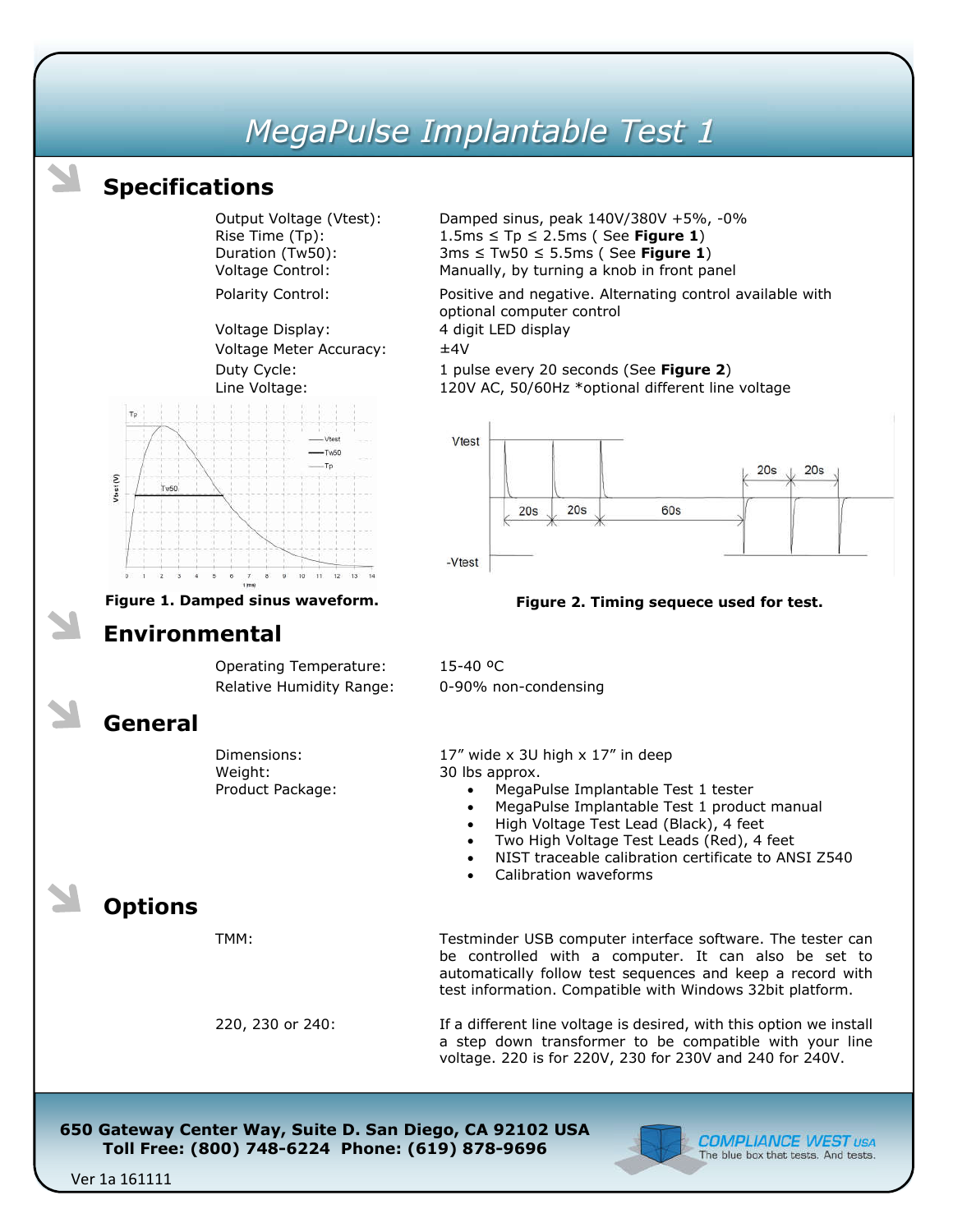# MegaPulse Implantable Test 1

## Specifications

| | |
|---|---|
| Output Voltage (Vtest): | Damped sinus, peak 140V/380V +5%, -0% |
| Rise Time (Tp): | 1.5ms ≤ Tp ≤ 2.5ms ( See **Figure 1**) |
| Duration (Tw50): | 3ms ≤ Tw50 ≤ 5.5ms ( See **Figure 1**) |
| Voltage Control: | Manually, by turning a knob in front panel |
| Polarity Control: | Positive and negative. Alternating control available with optional computer control |
| Voltage Display: | 4 digit LED display |
| Voltage Meter Accuracy: | ±4V |
| Duty Cycle: | 1 pulse every 20 seconds (See **Figure 2**) |
| Line Voltage: | 120V AC, 50/60Hz *optional different line voltage |

Tp
Vtest
Tw50
Tp
Tw50
Vtest (V)
0 1 2 3 4 5 6 7 8 9 10 11 12 13 14
time

**Figure 1. Damped sinus waveform.**

Vtest
-Vtest
20s
20s
60s
20s
20s

**Figure 2. Timing sequece used for test.**

## Environmental

| | |
|---|---|
| Operating Temperature: | 15-40 ºC |
| Relative Humidity Range: | 0-90% non-condensing |

## General

| | |
|---|---|
| Dimensions: | 17” wide x 3U high x 17” in deep |
| Weight: | 30 lbs approx. |

Product Package:

- MegaPulse Implantable Test 1 tester
- MegaPulse Implantable Test 1 product manual
- High Voltage Test Lead (Black), 4 feet
- Two High Voltage Test Leads (Red), 4 feet
- NIST traceable calibration certificate to ANSI Z540
- Calibration waveforms

## Options

| | |
|---|---|
| TMM: | Testminder USB computer interface software. The tester can be controlled with a computer. It can also be set to automatically follow test sequences and keep a record with test information. Compatible with Windows 32bit platform. |
| 220, 230 or 240: | If a different line voltage is desired, with this option we install a step down transformer to be compatible with your line voltage. 220 is for 220V, 230 for 230V and 240 for 240V. |

**650 Gateway Center Way, Suite D. San Diego, CA 92102 USA**
**Toll Free: (800) 748-6224 Phone: (619) 878-9696**

COMPLIANCE WEST USA
The blue box that tests. And tests.

Ver 1a 161111